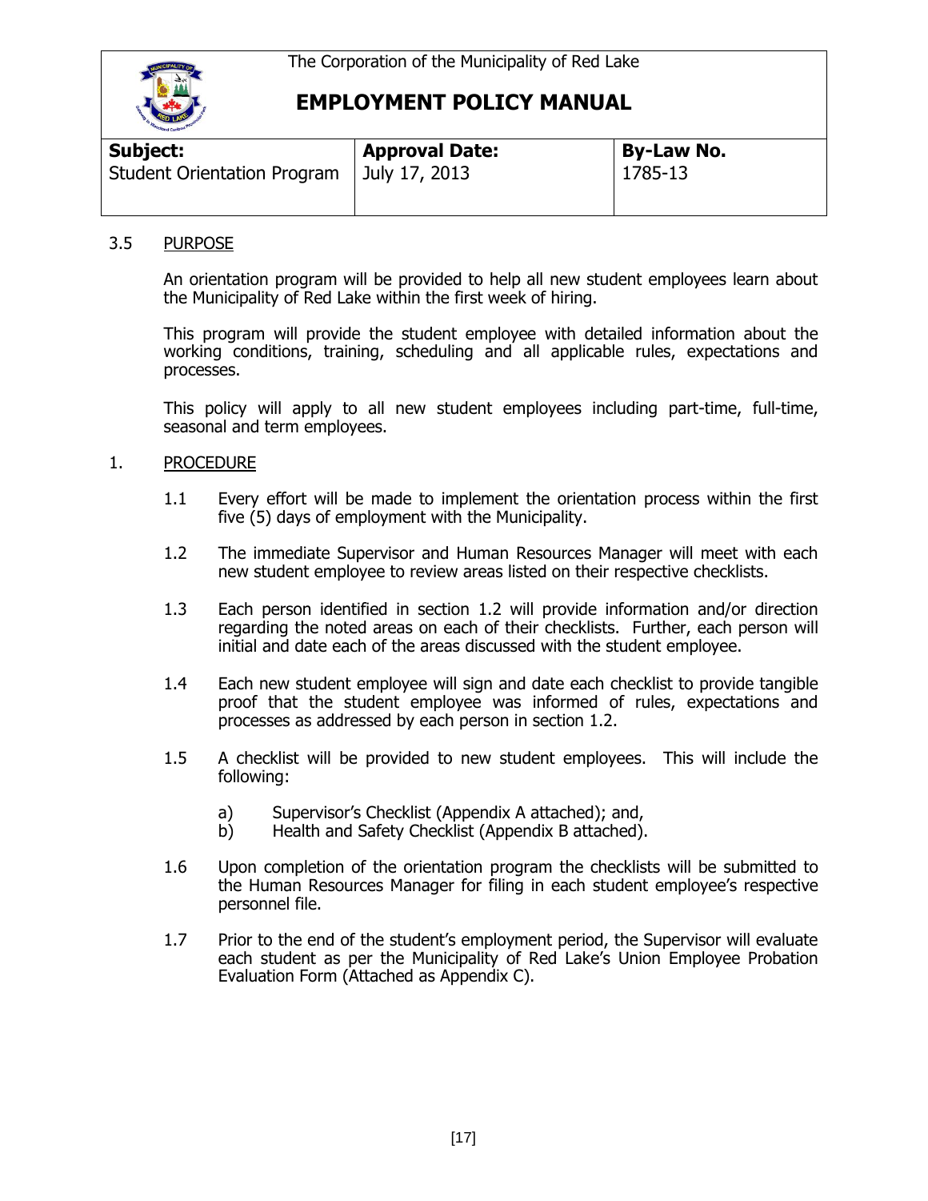The Corporation of the Municipality of Red Lake

# EMPLOYMENT POLICY MANUAL

| Subject: | Approval Date: | By-Law No. |
|---|---|---|
| Student Orientation Program | July 17, 2013 | 1785-13 |

## 3.5 PURPOSE

An orientation program will be provided to help all new student employees learn about the Municipality of Red Lake within the first week of hiring.

This program will provide the student employee with detailed information about the working conditions, training, scheduling and all applicable rules, expectations and processes.

This policy will apply to all new student employees including part-time, full-time, seasonal and term employees.

## 1. PROCEDURE

1.1 Every effort will be made to implement the orientation process within the first five (5) days of employment with the Municipality.

1.2 The immediate Supervisor and Human Resources Manager will meet with each new student employee to review areas listed on their respective checklists.

1.3 Each person identified in section 1.2 will provide information and/or direction regarding the noted areas on each of their checklists. Further, each person will initial and date each of the areas discussed with the student employee.

1.4 Each new student employee will sign and date each checklist to provide tangible proof that the student employee was informed of rules, expectations and processes as addressed by each person in section 1.2.

1.5 A checklist will be provided to new student employees. This will include the following:

a) Supervisor's Checklist (Appendix A attached); and,
b) Health and Safety Checklist (Appendix B attached).

1.6 Upon completion of the orientation program the checklists will be submitted to the Human Resources Manager for filing in each student employee's respective personnel file.

1.7 Prior to the end of the student's employment period, the Supervisor will evaluate each student as per the Municipality of Red Lake's Union Employee Probation Evaluation Form (Attached as Appendix C).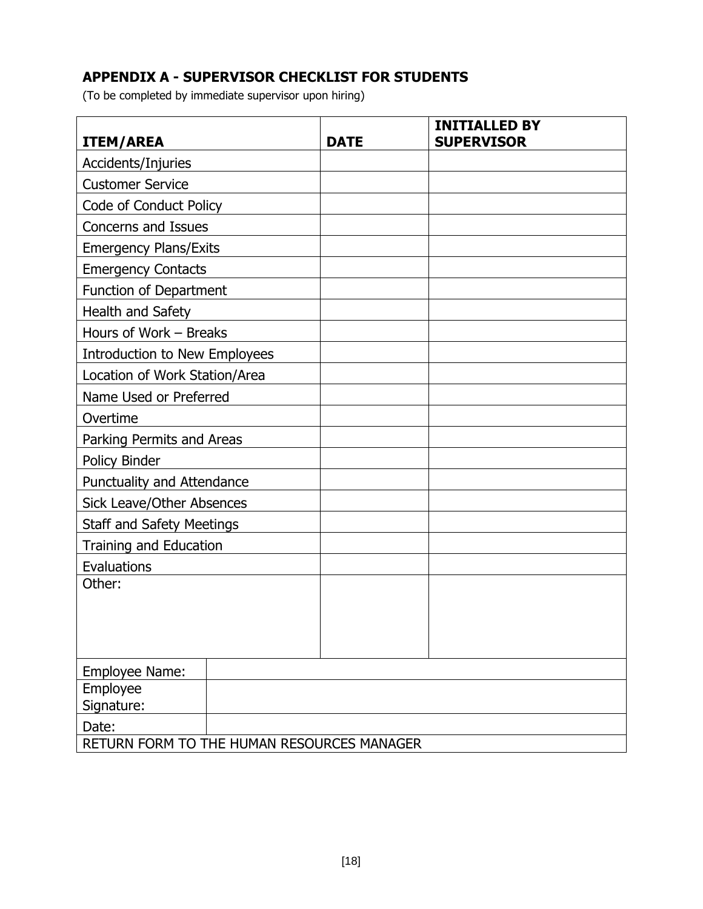## APPENDIX A - SUPERVISOR CHECKLIST FOR STUDENTS

(To be completed by immediate supervisor upon hiring)

| ITEM/AREA | DATE | INITIALLED BY SUPERVISOR |
|---|---|---|
| Accidents/Injuries | | |
| Customer Service | | |
| Code of Conduct Policy | | |
| Concerns and Issues | | |
| Emergency Plans/Exits | | |
| Emergency Contacts | | |
| Function of Department | | |
| Health and Safety | | |
| Hours of Work – Breaks | | |
| Introduction to New Employees | | |
| Location of Work Station/Area | | |
| Name Used or Preferred | | |
| Overtime | | |
| Parking Permits and Areas | | |
| Policy Binder | | |
| Punctuality and Attendance | | |
| Sick Leave/Other Absences | | |
| Staff and Safety Meetings | | |
| Training and Education | | |
| Evaluations | | |
| Other: | | |

| Employee Name: | |
|---|---|
| Employee Signature: | |
| Date: | |
| RETURN FORM TO THE HUMAN RESOURCES MANAGER | |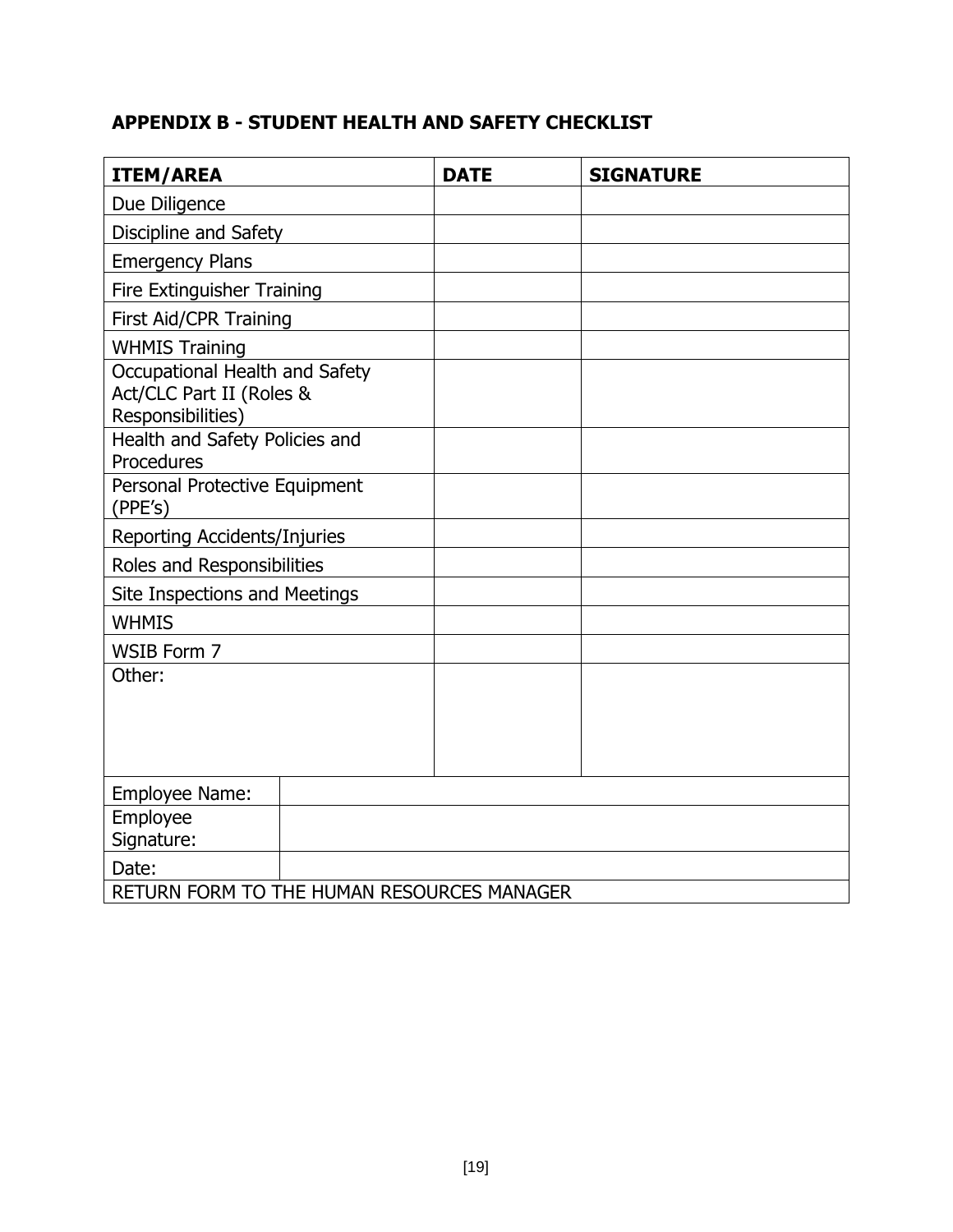## APPENDIX B - STUDENT HEALTH AND SAFETY CHECKLIST

| ITEM/AREA | DATE | SIGNATURE |
|---|---|---|
| Due Diligence | | |
| Discipline and Safety | | |
| Emergency Plans | | |
| Fire Extinguisher Training | | |
| First Aid/CPR Training | | |
| WHMIS Training | | |
| Occupational Health and Safety Act/CLC Part II (Roles & Responsibilities) | | |
| Health and Safety Policies and Procedures | | |
| Personal Protective Equipment (PPE's) | | |
| Reporting Accidents/Injuries | | |
| Roles and Responsibilities | | |
| Site Inspections and Meetings | | |
| WHMIS | | |
| WSIB Form 7 | | |
| Other: | | |

| | |
|---|---|
| Employee Name: | |
| Employee Signature: | |
| Date: | |
| RETURN FORM TO THE HUMAN RESOURCES MANAGER | |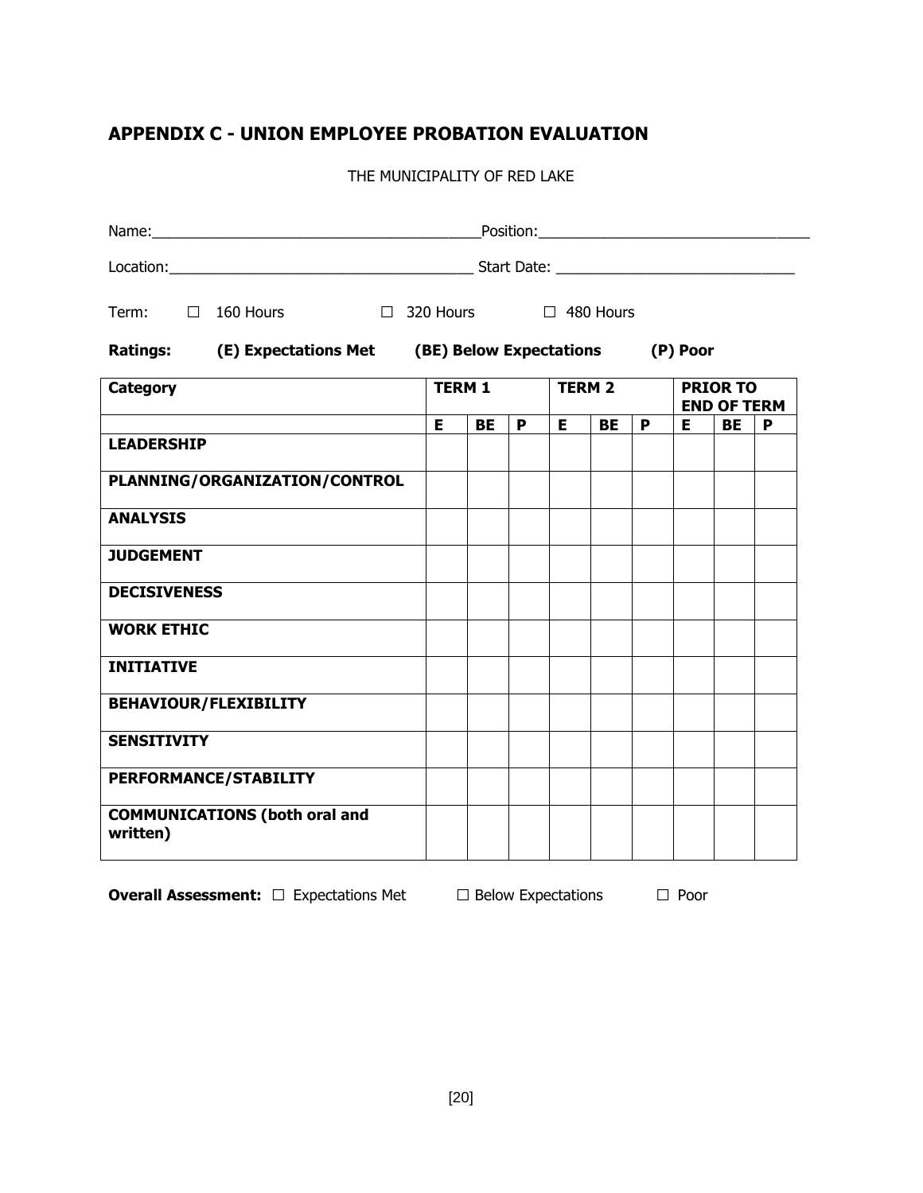## APPENDIX C - UNION EMPLOYEE PROBATION EVALUATION

THE MUNICIPALITY OF RED LAKE

Name:________________________________________Position:________________________________

Location:____________________________________ Start Date: ____________________________

Term: ☐ 160 Hours ☐ 320 Hours ☐ 480 Hours

**Ratings: (E) Expectations Met (BE) Below Expectations (P) Poor**

| Category | TERM 1 | | | TERM 2 | | | PRIOR TO END OF TERM | | |
|---|---|---|---|---|---|---|---|---|---|
| | **E** | **BE** | **P** | **E** | **BE** | **P** | **E** | **BE** | **P** |
| **LEADERSHIP** | | | | | | | | | |
| **PLANNING/ORGANIZATION/CONTROL** | | | | | | | | | |
| **ANALYSIS** | | | | | | | | | |
| **JUDGEMENT** | | | | | | | | | |
| **DECISIVENESS** | | | | | | | | | |
| **WORK ETHIC** | | | | | | | | | |
| **INITIATIVE** | | | | | | | | | |
| **BEHAVIOUR/FLEXIBILITY** | | | | | | | | | |
| **SENSITIVITY** | | | | | | | | | |
| **PERFORMANCE/STABILITY** | | | | | | | | | |
| **COMMUNICATIONS (both oral and written)** | | | | | | | | | |

**Overall Assessment:** ☐ Expectations Met ☐ Below Expectations ☐ Poor